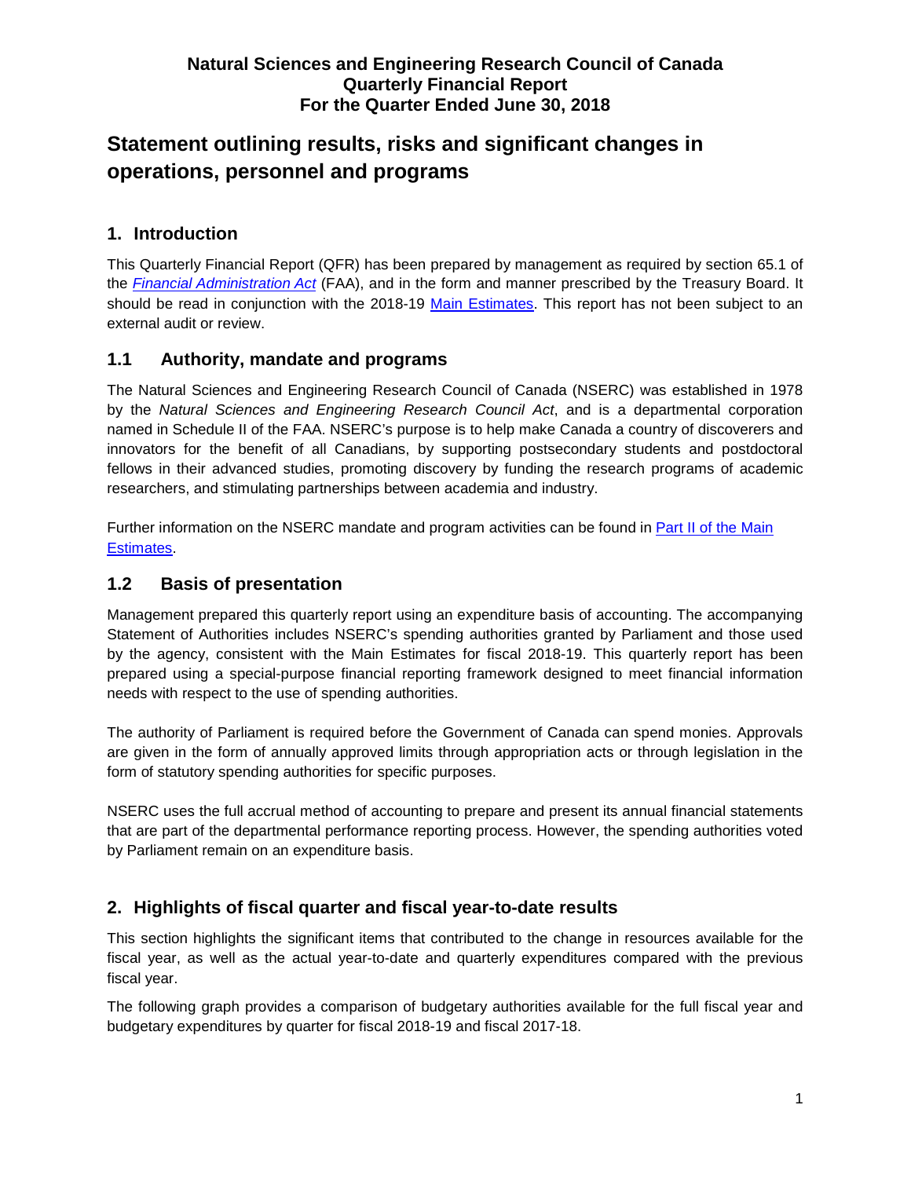**Natural Sciences and Engineering Research Council of Canada**
**Quarterly Financial Report**
**For the Quarter Ended June 30, 2018**

# Statement outlining results, risks and significant changes in operations, personnel and programs

## 1. Introduction

This Quarterly Financial Report (QFR) has been prepared by management as required by section 65.1 of the *Financial Administration Act* (FAA), and in the form and manner prescribed by the Treasury Board. It should be read in conjunction with the 2018-19 Main Estimates. This report has not been subject to an external audit or review.

## 1.1 Authority, mandate and programs

The Natural Sciences and Engineering Research Council of Canada (NSERC) was established in 1978 by the *Natural Sciences and Engineering Research Council Act*, and is a departmental corporation named in Schedule II of the FAA. NSERC's purpose is to help make Canada a country of discoverers and innovators for the benefit of all Canadians, by supporting postsecondary students and postdoctoral fellows in their advanced studies, promoting discovery by funding the research programs of academic researchers, and stimulating partnerships between academia and industry.

Further information on the NSERC mandate and program activities can be found in Part II of the Main Estimates.

## 1.2 Basis of presentation

Management prepared this quarterly report using an expenditure basis of accounting. The accompanying Statement of Authorities includes NSERC's spending authorities granted by Parliament and those used by the agency, consistent with the Main Estimates for fiscal 2018-19. This quarterly report has been prepared using a special-purpose financial reporting framework designed to meet financial information needs with respect to the use of spending authorities.

The authority of Parliament is required before the Government of Canada can spend monies. Approvals are given in the form of annually approved limits through appropriation acts or through legislation in the form of statutory spending authorities for specific purposes.

NSERC uses the full accrual method of accounting to prepare and present its annual financial statements that are part of the departmental performance reporting process. However, the spending authorities voted by Parliament remain on an expenditure basis.

## 2. Highlights of fiscal quarter and fiscal year-to-date results

This section highlights the significant items that contributed to the change in resources available for the fiscal year, as well as the actual year-to-date and quarterly expenditures compared with the previous fiscal year.

The following graph provides a comparison of budgetary authorities available for the full fiscal year and budgetary expenditures by quarter for fiscal 2018-19 and fiscal 2017-18.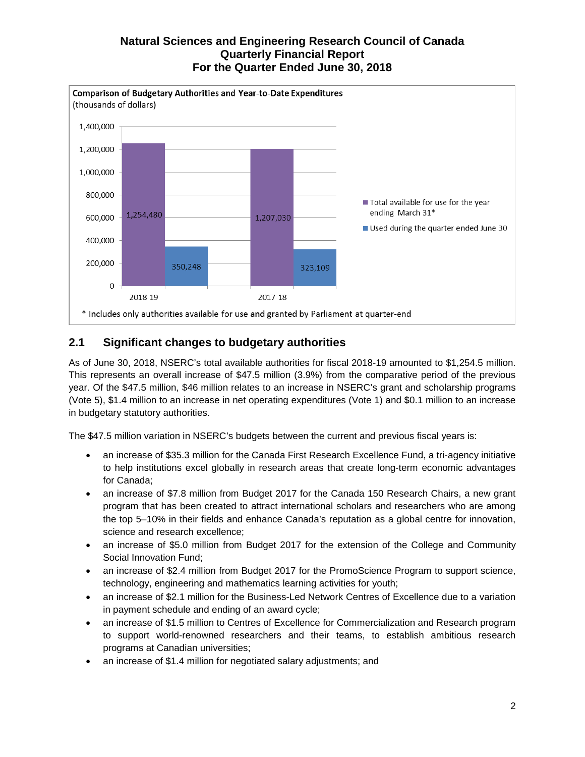# Natural Sciences and Engineering Research Council of Canada
# Quarterly Financial Report
# For the Quarter Ended June 30, 2018

**Comparison of Budgetary Authorities and Year-to-Date Expenditures**
(thousands of dollars)

| | Total available for use for the year ending March 31* | Used during the quarter ended June 30 |
|---|---|---|
| 2018-19 | 1,254,480 | 350,248 |
| 2017-18 | 1,207,030 | 323,109 |

\* Includes only authorities available for use and granted by Parliament at quarter-end

## 2.1 Significant changes to budgetary authorities

As of June 30, 2018, NSERC's total available authorities for fiscal 2018-19 amounted to $1,254.5 million. This represents an overall increase of $47.5 million (3.9%) from the comparative period of the previous year. Of the $47.5 million, $46 million relates to an increase in NSERC's grant and scholarship programs (Vote 5), $1.4 million to an increase in net operating expenditures (Vote 1) and $0.1 million to an increase in budgetary statutory authorities.

The $47.5 million variation in NSERC's budgets between the current and previous fiscal years is:

- an increase of $35.3 million for the Canada First Research Excellence Fund, a tri-agency initiative to help institutions excel globally in research areas that create long-term economic advantages for Canada;
- an increase of $7.8 million from Budget 2017 for the Canada 150 Research Chairs, a new grant program that has been created to attract international scholars and researchers who are among the top 5–10% in their fields and enhance Canada's reputation as a global centre for innovation, science and research excellence;
- an increase of $5.0 million from Budget 2017 for the extension of the College and Community Social Innovation Fund;
- an increase of $2.4 million from Budget 2017 for the PromoScience Program to support science, technology, engineering and mathematics learning activities for youth;
- an increase of $2.1 million for the Business-Led Network Centres of Excellence due to a variation in payment schedule and ending of an award cycle;
- an increase of $1.5 million to Centres of Excellence for Commercialization and Research program to support world-renowned researchers and their teams, to establish ambitious research programs at Canadian universities;
- an increase of $1.4 million for negotiated salary adjustments; and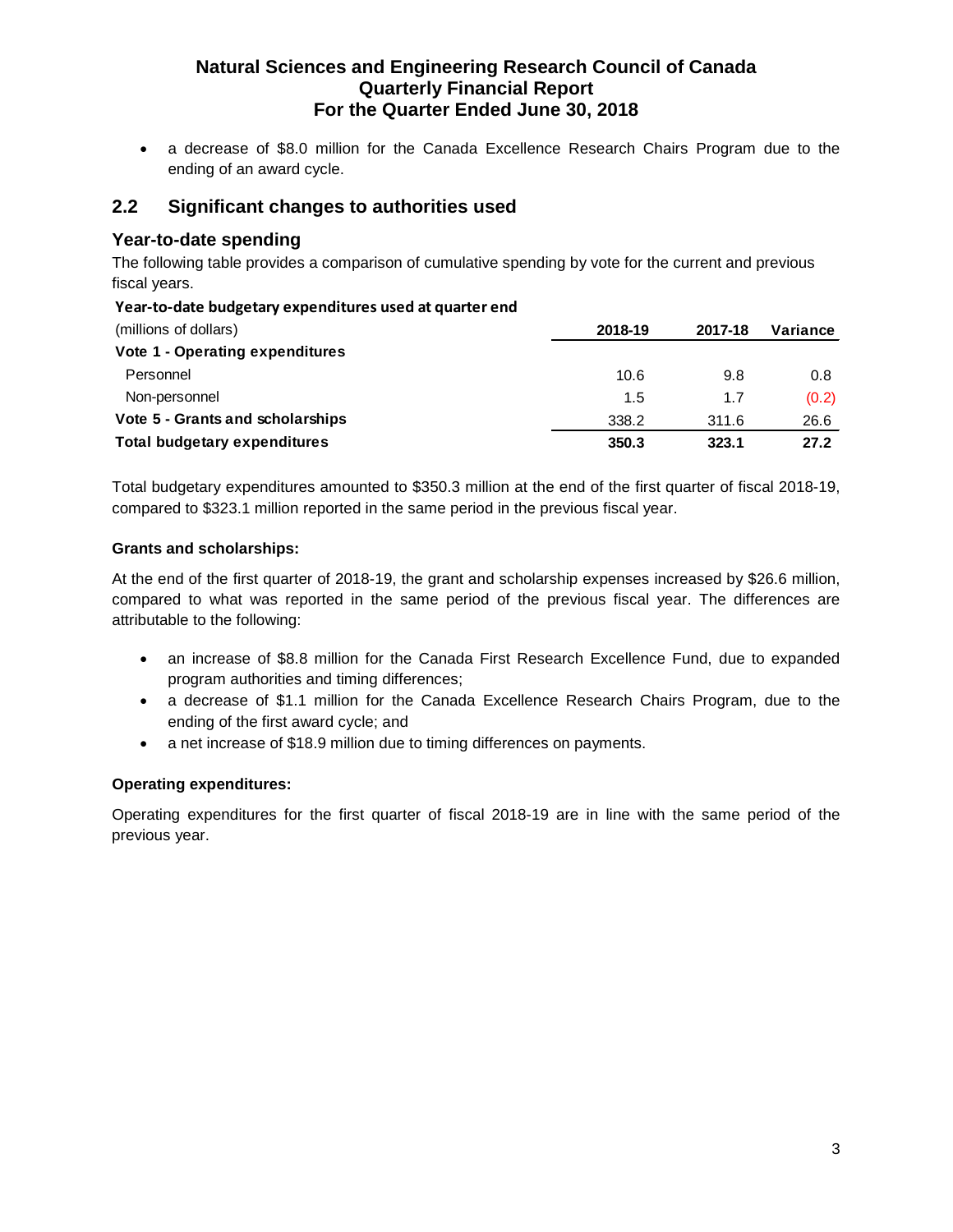- a decrease of $8.0 million for the Canada Excellence Research Chairs Program due to the ending of an award cycle.

## 2.2 Significant changes to authorities used

### Year-to-date spending

The following table provides a comparison of cumulative spending by vote for the current and previous fiscal years.

**Year-to-date budgetary expenditures used at quarter end**

| (millions of dollars) | 2018-19 | 2017-18 | Variance |
|---|---|---|---|
| **Vote 1 - Operating expenditures** | | | |
| Personnel | 10.6 | 9.8 | 0.8 |
| Non-personnel | 1.5 | 1.7 | (0.2) |
| **Vote 5 - Grants and scholarships** | 338.2 | 311.6 | 26.6 |
| **Total budgetary expenditures** | **350.3** | **323.1** | **27.2** |

Total budgetary expenditures amounted to $350.3 million at the end of the first quarter of fiscal 2018-19, compared to $323.1 million reported in the same period in the previous fiscal year.

**Grants and scholarships:**

At the end of the first quarter of 2018-19, the grant and scholarship expenses increased by $26.6 million, compared to what was reported in the same period of the previous fiscal year. The differences are attributable to the following:

- an increase of $8.8 million for the Canada First Research Excellence Fund, due to expanded program authorities and timing differences;
- a decrease of $1.1 million for the Canada Excellence Research Chairs Program, due to the ending of the first award cycle; and
- a net increase of $18.9 million due to timing differences on payments.

**Operating expenditures:**

Operating expenditures for the first quarter of fiscal 2018-19 are in line with the same period of the previous year.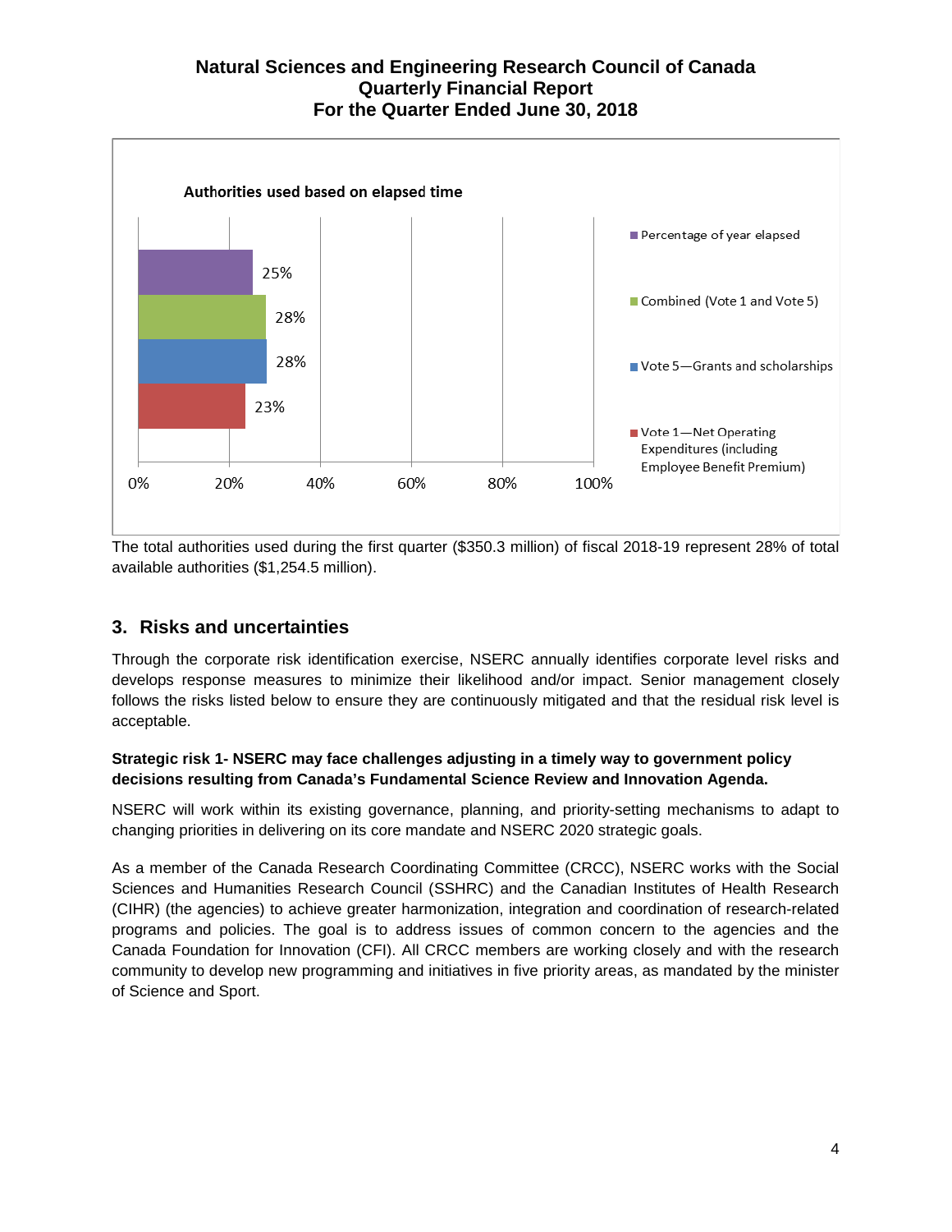**Authorities used based on elapsed time**

| | Percentage |
|---|---|
| Percentage of year elapsed | 25% |
| Combined (Vote 1 and Vote 5) | 28% |
| Vote 5—Grants and scholarships | 28% |
| Vote 1—Net Operating Expenditures (including Employee Benefit Premium) | 23% |

The total authorities used during the first quarter ($350.3 million) of fiscal 2018-19 represent 28% of total available authorities ($1,254.5 million).

## 3. Risks and uncertainties

Through the corporate risk identification exercise, NSERC annually identifies corporate level risks and develops response measures to minimize their likelihood and/or impact. Senior management closely follows the risks listed below to ensure they are continuously mitigated and that the residual risk level is acceptable.

**Strategic risk 1- NSERC may face challenges adjusting in a timely way to government policy decisions resulting from Canada's Fundamental Science Review and Innovation Agenda.**

NSERC will work within its existing governance, planning, and priority-setting mechanisms to adapt to changing priorities in delivering on its core mandate and NSERC 2020 strategic goals.

As a member of the Canada Research Coordinating Committee (CRCC), NSERC works with the Social Sciences and Humanities Research Council (SSHRC) and the Canadian Institutes of Health Research (CIHR) (the agencies) to achieve greater harmonization, integration and coordination of research-related programs and policies. The goal is to address issues of common concern to the agencies and the Canada Foundation for Innovation (CFI). All CRCC members are working closely and with the research community to develop new programming and initiatives in five priority areas, as mandated by the minister of Science and Sport.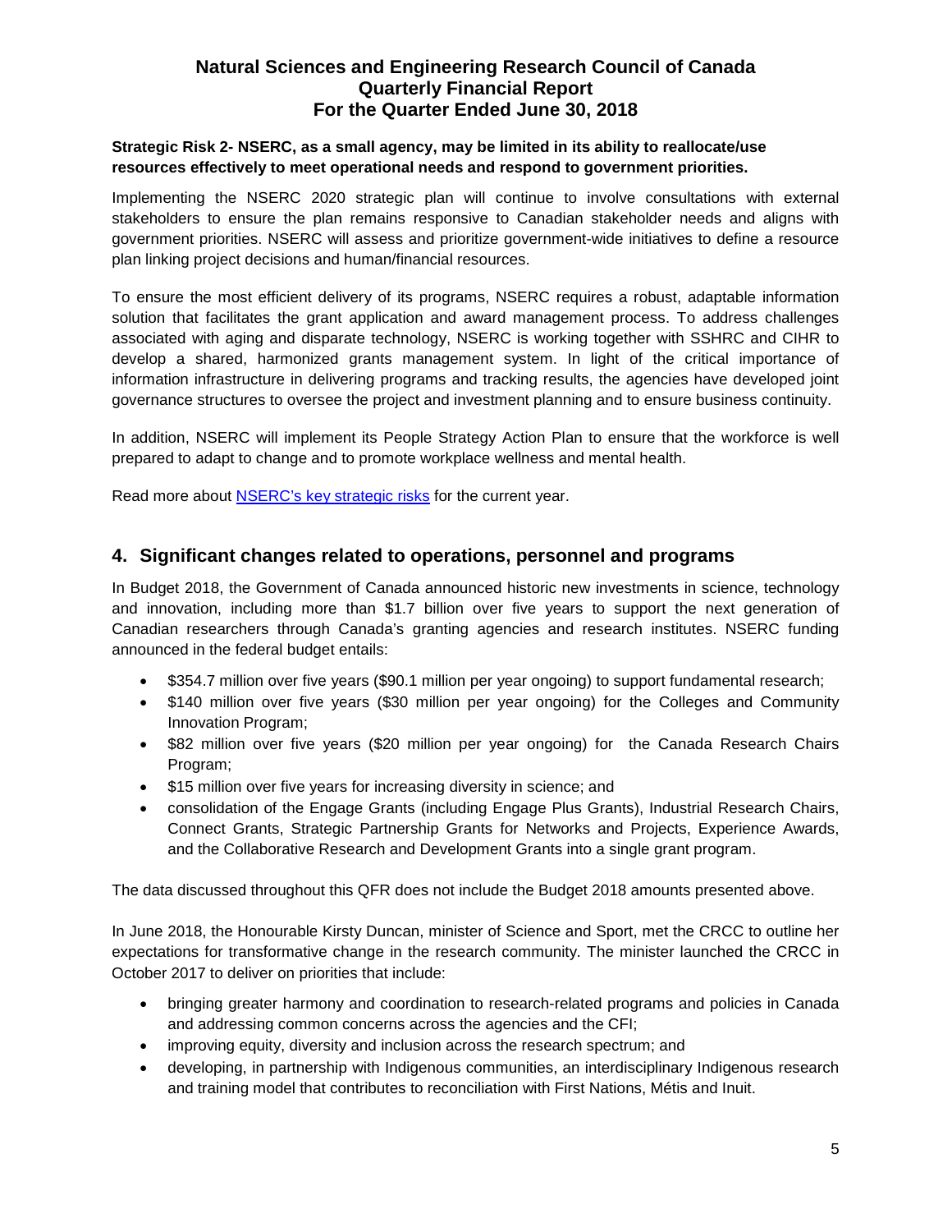**Strategic Risk 2- NSERC, as a small agency, may be limited in its ability to reallocate/use resources effectively to meet operational needs and respond to government priorities.**

Implementing the NSERC 2020 strategic plan will continue to involve consultations with external stakeholders to ensure the plan remains responsive to Canadian stakeholder needs and aligns with government priorities. NSERC will assess and prioritize government-wide initiatives to define a resource plan linking project decisions and human/financial resources.

To ensure the most efficient delivery of its programs, NSERC requires a robust, adaptable information solution that facilitates the grant application and award management process. To address challenges associated with aging and disparate technology, NSERC is working together with SSHRC and CIHR to develop a shared, harmonized grants management system. In light of the critical importance of information infrastructure in delivering programs and tracking results, the agencies have developed joint governance structures to oversee the project and investment planning and to ensure business continuity.

In addition, NSERC will implement its People Strategy Action Plan to ensure that the workforce is well prepared to adapt to change and to promote workplace wellness and mental health.

Read more about NSERC's key strategic risks for the current year.

## 4. Significant changes related to operations, personnel and programs

In Budget 2018, the Government of Canada announced historic new investments in science, technology and innovation, including more than $1.7 billion over five years to support the next generation of Canadian researchers through Canada's granting agencies and research institutes. NSERC funding announced in the federal budget entails:

- $354.7 million over five years ($90.1 million per year ongoing) to support fundamental research;
- $140 million over five years ($30 million per year ongoing) for the Colleges and Community Innovation Program;
- $82 million over five years ($20 million per year ongoing) for the Canada Research Chairs Program;
- $15 million over five years for increasing diversity in science; and
- consolidation of the Engage Grants (including Engage Plus Grants), Industrial Research Chairs, Connect Grants, Strategic Partnership Grants for Networks and Projects, Experience Awards, and the Collaborative Research and Development Grants into a single grant program.

The data discussed throughout this QFR does not include the Budget 2018 amounts presented above.

In June 2018, the Honourable Kirsty Duncan, minister of Science and Sport, met the CRCC to outline her expectations for transformative change in the research community. The minister launched the CRCC in October 2017 to deliver on priorities that include:

- bringing greater harmony and coordination to research-related programs and policies in Canada and addressing common concerns across the agencies and the CFI;
- improving equity, diversity and inclusion across the research spectrum; and
- developing, in partnership with Indigenous communities, an interdisciplinary Indigenous research and training model that contributes to reconciliation with First Nations, Métis and Inuit.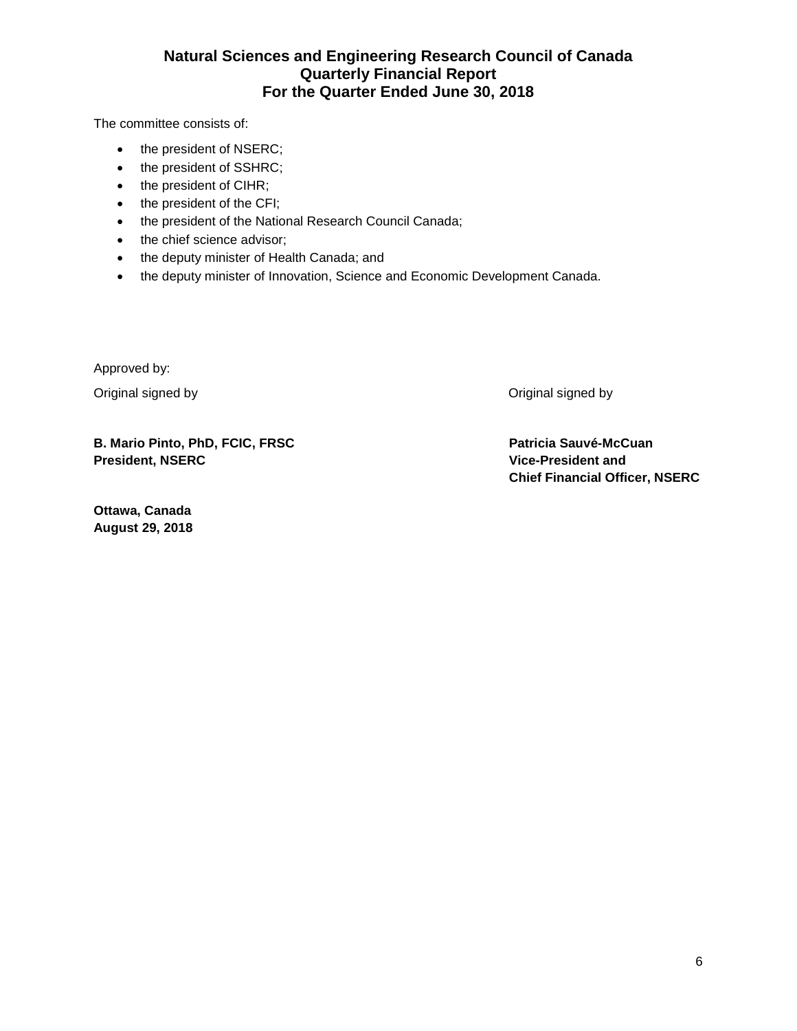The committee consists of:

- the president of NSERC;
- the president of SSHRC;
- the president of CIHR;
- the president of the CFI;
- the president of the National Research Council Canada;
- the chief science advisor;
- the deputy minister of Health Canada; and
- the deputy minister of Innovation, Science and Economic Development Canada.

Approved by:

Original signed by

**B. Mario Pinto, PhD, FCIC, FRSC**
**President, NSERC**

Original signed by

**Patricia Sauvé-McCuan**
**Vice-President and**
**Chief Financial Officer, NSERC**

**Ottawa, Canada**
**August 29, 2018**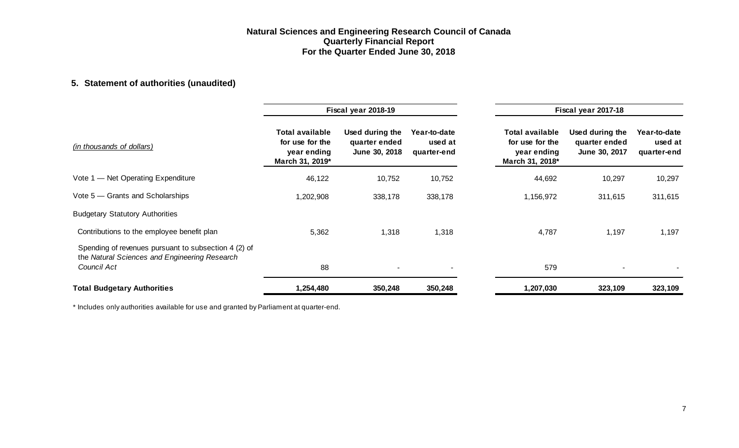**Natural Sciences and Engineering Research Council of Canada**
**Quarterly Financial Report**
**For the Quarter Ended June 30, 2018**

## 5. Statement of authorities (unaudited)

| *(in thousands of dollars)* | Fiscal year 2018-19 | | | Fiscal year 2017-18 | | |
|---|---|---|---|---|---|---|
| | **Total available for use for the year ending March 31, 2019*** | **Used during the quarter ended June 30, 2018** | **Year-to-date used at quarter-end** | **Total available for use for the year ending March 31, 2018*** | **Used during the quarter ended June 30, 2017** | **Year-to-date used at quarter-end** |
| Vote 1 — Net Operating Expenditure | 46,122 | 10,752 | 10,752 | 44,692 | 10,297 | 10,297 |
| Vote 5 — Grants and Scholarships | 1,202,908 | 338,178 | 338,178 | 1,156,972 | 311,615 | 311,615 |
| Budgetary Statutory Authorities | | | | | | |
| Contributions to the employee benefit plan | 5,362 | 1,318 | 1,318 | 4,787 | 1,197 | 1,197 |
| Spending of revenues pursuant to subsection 4 (2) of the *Natural Sciences and Engineering Research Council Act* | 88 | - | - | 579 | - | - |
| **Total Budgetary Authorities** | **1,254,480** | **350,248** | **350,248** | **1,207,030** | **323,109** | **323,109** |

\* Includes only authorities available for use and granted by Parliament at quarter-end.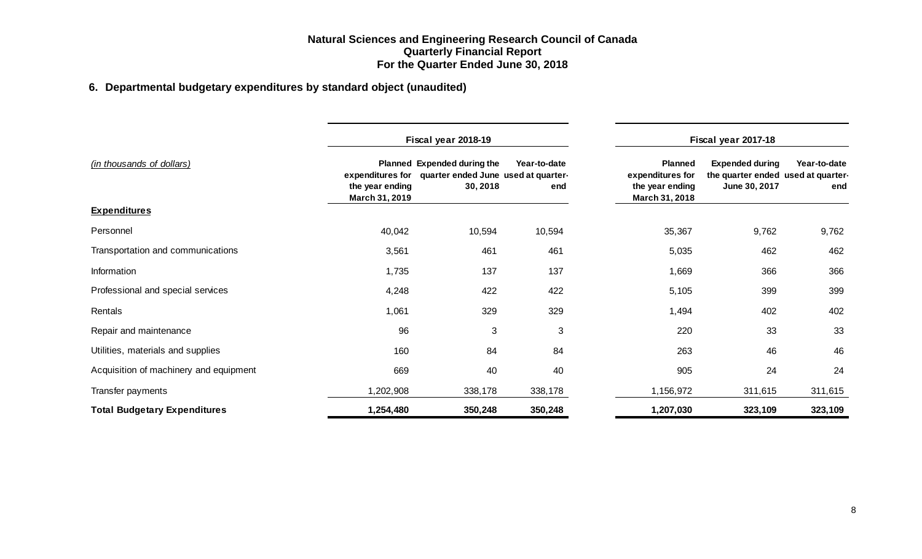Natural Sciences and Engineering Research Council of Canada
Quarterly Financial Report
For the Quarter Ended June 30, 2018

## 6. Departmental budgetary expenditures by standard object (unaudited)

| *(in thousands of dollars)* | Fiscal year 2018-19 | | | Fiscal year 2017-18 | | |
|---|---|---|---|---|---|---|
| | Planned expenditures for the year ending March 31, 2019 | Expended during the quarter ended June 30, 2018 | Year-to-date used at quarter-end | Planned expenditures for the year ending March 31, 2018 | Expended during the quarter ended June 30, 2017 | Year-to-date used at quarter-end |
| **Expenditures** | | | | | | |
| Personnel | 40,042 | 10,594 | 10,594 | 35,367 | 9,762 | 9,762 |
| Transportation and communications | 3,561 | 461 | 461 | 5,035 | 462 | 462 |
| Information | 1,735 | 137 | 137 | 1,669 | 366 | 366 |
| Professional and special services | 4,248 | 422 | 422 | 5,105 | 399 | 399 |
| Rentals | 1,061 | 329 | 329 | 1,494 | 402 | 402 |
| Repair and maintenance | 96 | 3 | 3 | 220 | 33 | 33 |
| Utilities, materials and supplies | 160 | 84 | 84 | 263 | 46 | 46 |
| Acquisition of machinery and equipment | 669 | 40 | 40 | 905 | 24 | 24 |
| Transfer payments | 1,202,908 | 338,178 | 338,178 | 1,156,972 | 311,615 | 311,615 |
| **Total Budgetary Expenditures** | **1,254,480** | **350,248** | **350,248** | **1,207,030** | **323,109** | **323,109** |